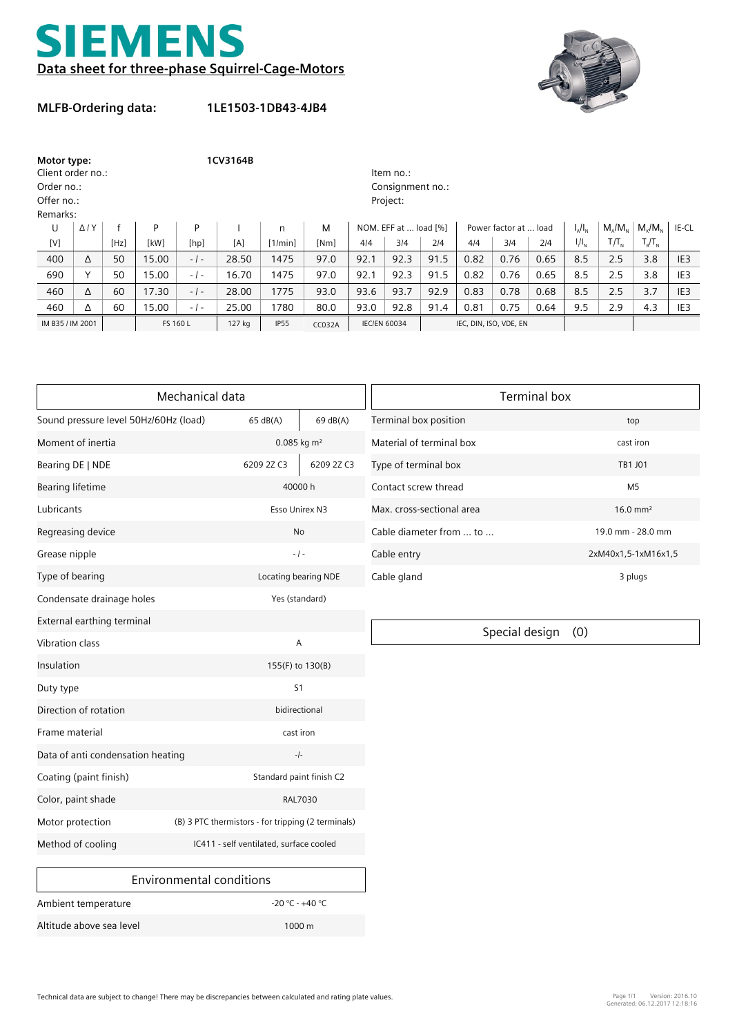# SIEMENS

## Data sheet for three-phase Squirrel-Cage-Motors

**MLFB-Ordering data:** **1LE1503-1DB43-4JB4**

**Motor type:** **1CV3164B**

Client order no.:
Order no.:
Offer no.:
Remarks:

Item no.:
Consignment no.:
Project:

| U | Δ / Y | f | P | P | I | n | M | NOM. EFF at ... load [%] | | | Power factor at ... load | | | $I_A/I_N$ | $M_A/M_N$ | $M_K/M_N$ | IE-CL |
|---|---|---|---|---|---|---|---|---|---|---|---|---|---|---|---|---|---|
| [V] | | [Hz] | [kW] | [hp] | [A] | [1/min] | [Nm] | 4/4 | 3/4 | 2/4 | 4/4 | 3/4 | 2/4 | $I_I/I_N$ | $T_I/T_N$ | $T_B/T_N$ | |
| 400 | Δ | 50 | 15.00 | - / - | 28.50 | 1475 | 97.0 | 92.1 | 92.3 | 91.5 | 0.82 | 0.76 | 0.65 | 8.5 | 2.5 | 3.8 | IE3 |
| 690 | Y | 50 | 15.00 | - / - | 16.70 | 1475 | 97.0 | 92.1 | 92.3 | 91.5 | 0.82 | 0.76 | 0.65 | 8.5 | 2.5 | 3.8 | IE3 |
| 460 | Δ | 60 | 17.30 | - / - | 28.00 | 1775 | 93.0 | 93.6 | 93.7 | 92.9 | 0.83 | 0.78 | 0.68 | 8.5 | 2.5 | 3.7 | IE3 |
| 460 | Δ | 60 | 15.00 | - / - | 25.00 | 1780 | 80.0 | 93.0 | 92.8 | 91.4 | 0.81 | 0.75 | 0.64 | 9.5 | 2.9 | 4.3 | IE3 |
| IM B35 / IM 2001 | | | FS 160 L | | 127 kg | IP55 | CC032A | IEC/EN 60034 | | | IEC, DIN, ISO, VDE, EN | | | | | | |

| Mechanical data | | |
|---|---|---|
| Sound pressure level 50Hz/60Hz (load) | 65 dB(A) | 69 dB(A) |
| Moment of inertia | 0.085 kg m² | |
| Bearing DE \| NDE | 6209 2Z C3 | 6209 2Z C3 |
| Bearing lifetime | 40000 h | |
| Lubricants | Esso Unirex N3 | |
| Regreasing device | No | |
| Grease nipple | - / - | |
| Type of bearing | Locating bearing NDE | |
| Condensate drainage holes | Yes (standard) | |
| External earthing terminal | | |
| Vibration class | A | |
| Insulation | 155(F) to 130(B) | |
| Duty type | S1 | |
| Direction of rotation | bidirectional | |
| Frame material | cast iron | |
| Data of anti condensation heating | -/- | |
| Coating (paint finish) | Standard paint finish C2 | |
| Color, paint shade | RAL7030 | |
| Motor protection | (B) 3 PTC thermistors - for tripping (2 terminals) | |
| Method of cooling | IC411 - self ventilated, surface cooled | |

| Environmental conditions | |
|---|---|
| Ambient temperature | -20 °C - +40 °C |
| Altitude above sea level | 1000 m |

| Terminal box | |
|---|---|
| Terminal box position | top |
| Material of terminal box | cast iron |
| Type of terminal box | TB1 J01 |
| Contact screw thread | M5 |
| Max. cross-sectional area | 16.0 mm² |
| Cable diameter from ... to ... | 19.0 mm - 28.0 mm |
| Cable entry | 2xM40x1,5-1xM16x1,5 |
| Cable gland | 3 plugs |

| Special design (0) |
|---|

Technical data are subject to change! There may be discrepancies between calculated and rating plate values.

Version: 2016.10
Generated: 06.12.2017 12:18:16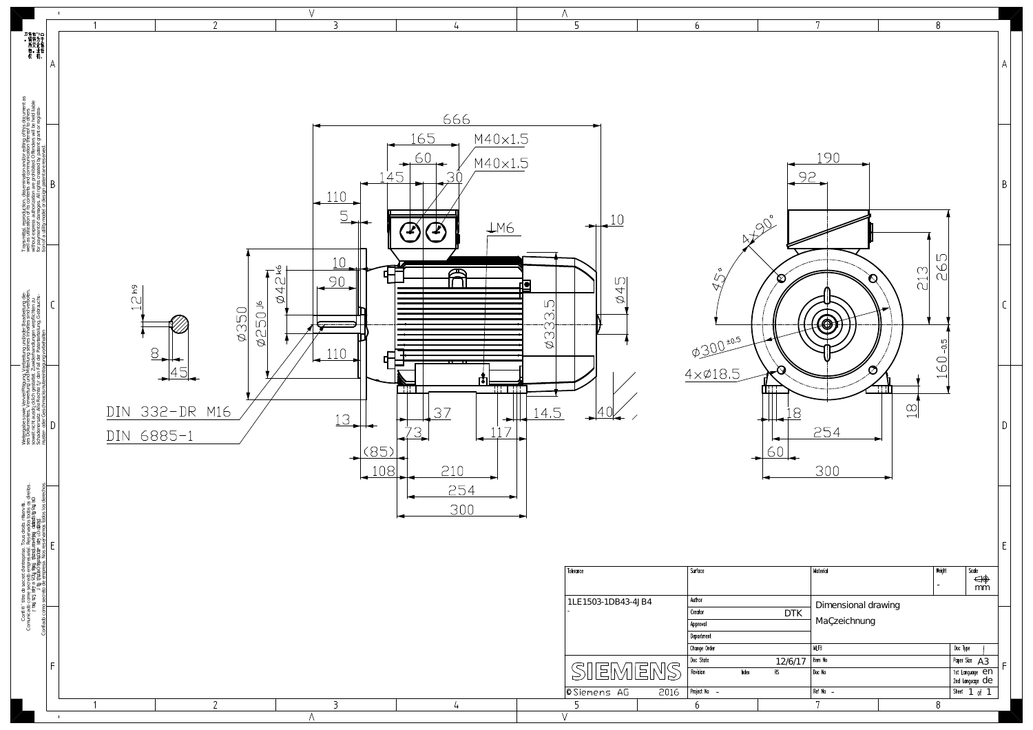666

165

M40x1.5

60

M40x1.5

145

30

110

5

M6

10

10

90

110

Ø42 k6

Ø350

Ø250 j6

Ø333.5

Ø45

12 h9

8

45

DIN 332-DR M16

DIN 6885-1

13

37

14.5

40

73

117

(85)

108

210

254

300

190

92

4x90°

45°

213

265

Ø300 ±0.5

4xØ18.5

160 -0.5

18

18

254

60

300

| Tolerance | Surface | Material | Weight | Scale |
|---|---|---|---|---|
| | | | - | mm |
| 1LE1503-1DB43-4JB4 | Author | Dimensional drawing | | |
| - | Creator DTK | Maßzeichnung | | |
| | Approval | | | |
| | Department | | | |
| | Change Order | MLFB | Doc Type | |
| SIEMENS | Doc State 12/6/17 | Item No | Paper Size A3 | |
| | Revision Index RS | Doc No | 1st Language en 2nd Language de | |
| © Siemens AG 2016 | Project No - | Ref No - | Sheet 1 of 1 | |

Transmittal, reproduction, dissemination and/or editing of this document as well as utilization of its contents and communication thereof to others without express authorization are prohibited. Offenders will be held liable for payment of damages. All rights created by patent grant or registration of a utility model or design patent are reserved.

Weitergabe sowie Vervielfältigung, Verbreitung und/oder Bearbeitung dieses Dokumentes, Verwertung und Mitteilung seines Inhaltes sind verboten, soweit nicht ausdrücklich gestattet. Zuwiderhandlungen verpflichten zu Schadenersatz. Alle Rechte für den Fall der Patenterteilung, Gebrauchsmuster- oder Geschmacksmustereintragung vorbehalten.

Confié à titre de secret d'entreprise. Tous droits réservés. Comunicado como segredo empresarial. Reservados todos os direitos. Confiado como secreto industrial. Nos reservamos todos los derechos.